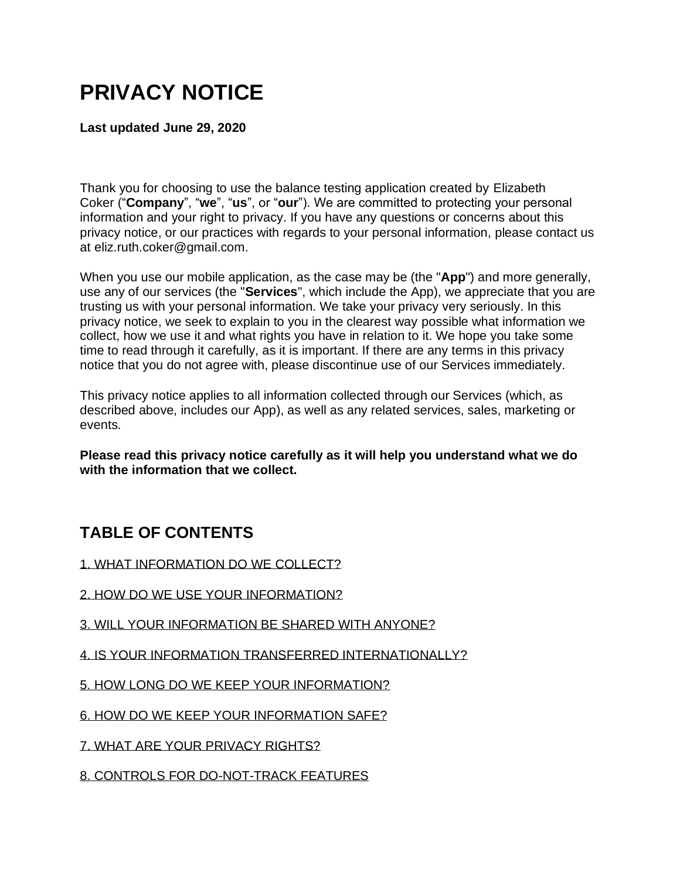# PRIVACY NOTICE

**Last updated June 29, 2020**

Thank you for choosing to use the balance testing application created by Elizabeth Coker (“**Company**”, “**we**”, “**us**”, or “**our**”). We are committed to protecting your personal information and your right to privacy. If you have any questions or concerns about this privacy notice, or our practices with regards to your personal information, please contact us at eliz.ruth.coker@gmail.com.

When you use our mobile application, as the case may be (the "**App**") and more generally, use any of our services (the "**Services**", which include the App), we appreciate that you are trusting us with your personal information. We take your privacy very seriously. In this privacy notice, we seek to explain to you in the clearest way possible what information we collect, how we use it and what rights you have in relation to it. We hope you take some time to read through it carefully, as it is important. If there are any terms in this privacy notice that you do not agree with, please discontinue use of our Services immediately.

This privacy notice applies to all information collected through our Services (which, as described above, includes our App), as well as any related services, sales, marketing or events.

**Please read this privacy notice carefully as it will help you understand what we do with the information that we collect.**

## TABLE OF CONTENTS

1. WHAT INFORMATION DO WE COLLECT?

2. HOW DO WE USE YOUR INFORMATION?

3. WILL YOUR INFORMATION BE SHARED WITH ANYONE?

4. IS YOUR INFORMATION TRANSFERRED INTERNATIONALLY?

5. HOW LONG DO WE KEEP YOUR INFORMATION?

6. HOW DO WE KEEP YOUR INFORMATION SAFE?

7. WHAT ARE YOUR PRIVACY RIGHTS?

8. CONTROLS FOR DO-NOT-TRACK FEATURES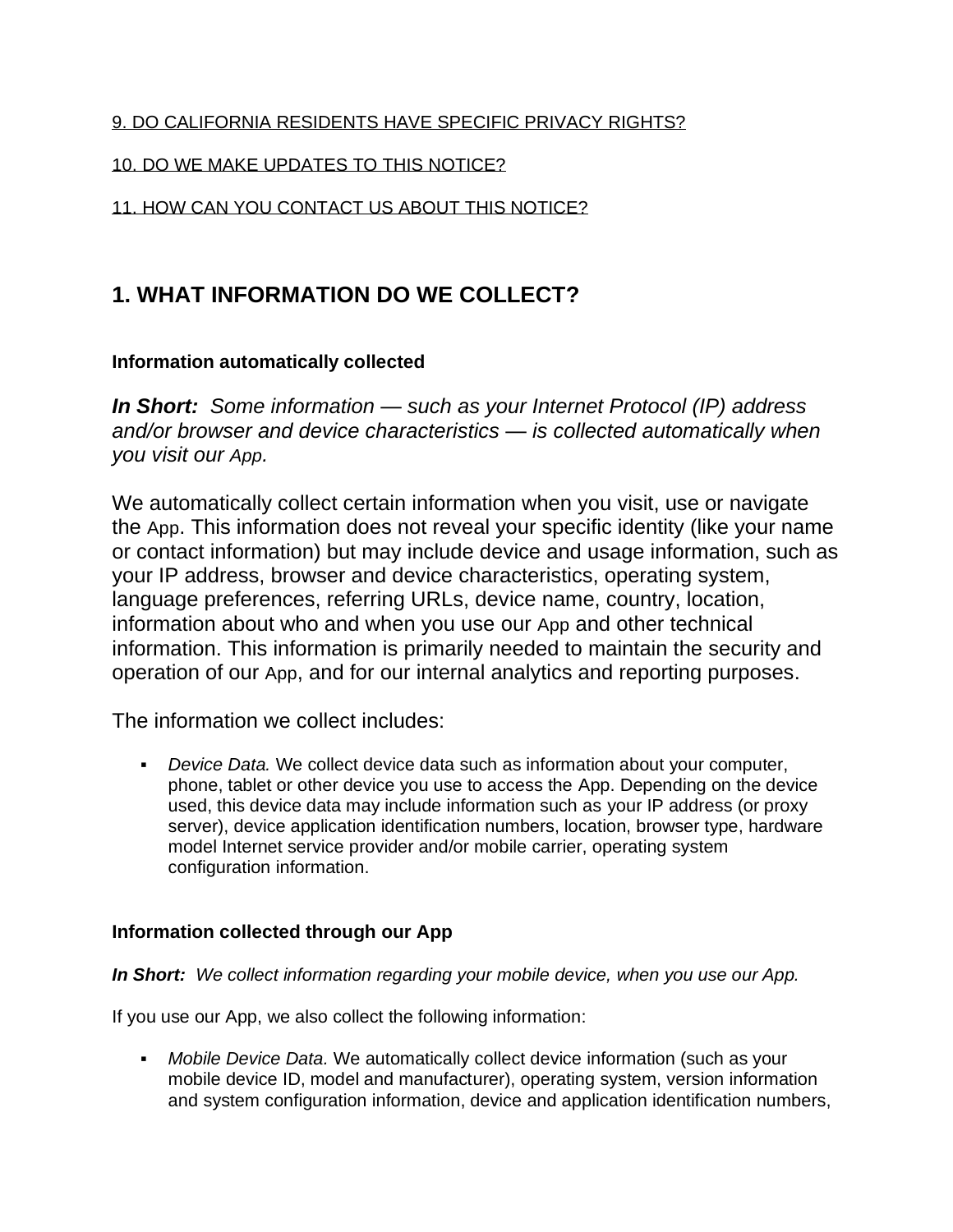9. DO CALIFORNIA RESIDENTS HAVE SPECIFIC PRIVACY RIGHTS?

10. DO WE MAKE UPDATES TO THIS NOTICE?

11. HOW CAN YOU CONTACT US ABOUT THIS NOTICE?

## 1. WHAT INFORMATION DO WE COLLECT?

#### Information automatically collected

***In Short:*** *Some information — such as your Internet Protocol (IP) address and/or browser and device characteristics — is collected automatically when you visit our App.*

We automatically collect certain information when you visit, use or navigate the App. This information does not reveal your specific identity (like your name or contact information) but may include device and usage information, such as your IP address, browser and device characteristics, operating system, language preferences, referring URLs, device name, country, location, information about who and when you use our App and other technical information. This information is primarily needed to maintain the security and operation of our App, and for our internal analytics and reporting purposes.

The information we collect includes:

- *Device Data.* We collect device data such as information about your computer, phone, tablet or other device you use to access the App. Depending on the device used, this device data may include information such as your IP address (or proxy server), device application identification numbers, location, browser type, hardware model Internet service provider and/or mobile carrier, operating system configuration information.

#### Information collected through our App

***In Short:*** *We collect information regarding your mobile device, when you use our App.*

If you use our App, we also collect the following information:

- *Mobile Device Data.* We automatically collect device information (such as your mobile device ID, model and manufacturer), operating system, version information and system configuration information, device and application identification numbers,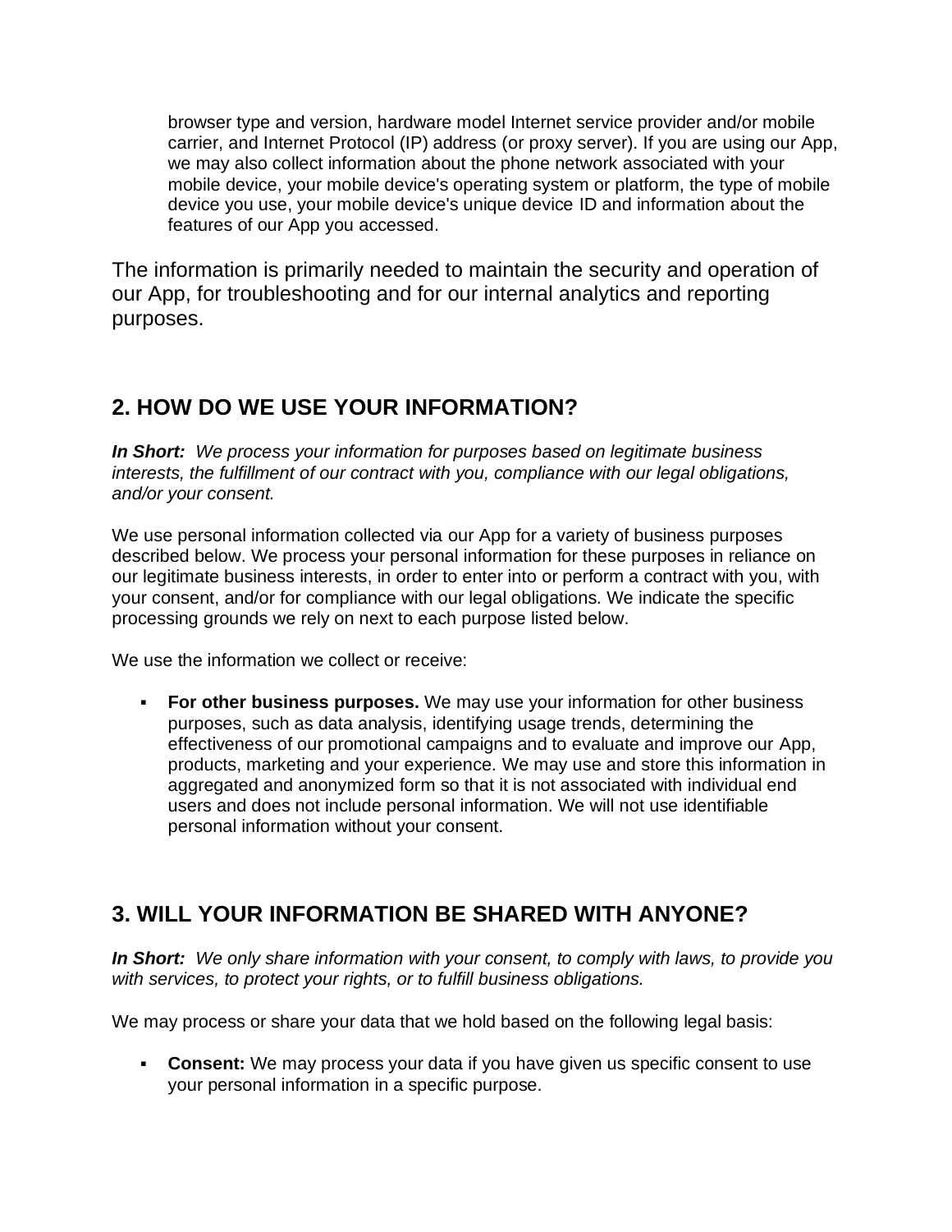browser type and version, hardware model Internet service provider and/or mobile carrier, and Internet Protocol (IP) address (or proxy server). If you are using our App, we may also collect information about the phone network associated with your mobile device, your mobile device's operating system or platform, the type of mobile device you use, your mobile device's unique device ID and information about the features of our App you accessed.

The information is primarily needed to maintain the security and operation of our App, for troubleshooting and for our internal analytics and reporting purposes.

## 2. HOW DO WE USE YOUR INFORMATION?

***In Short:*** *We process your information for purposes based on legitimate business interests, the fulfillment of our contract with you, compliance with our legal obligations, and/or your consent.*

We use personal information collected via our App for a variety of business purposes described below. We process your personal information for these purposes in reliance on our legitimate business interests, in order to enter into or perform a contract with you, with your consent, and/or for compliance with our legal obligations. We indicate the specific processing grounds we rely on next to each purpose listed below.

We use the information we collect or receive:

- **For other business purposes.** We may use your information for other business purposes, such as data analysis, identifying usage trends, determining the effectiveness of our promotional campaigns and to evaluate and improve our App, products, marketing and your experience. We may use and store this information in aggregated and anonymized form so that it is not associated with individual end users and does not include personal information. We will not use identifiable personal information without your consent.

## 3. WILL YOUR INFORMATION BE SHARED WITH ANYONE?

***In Short:*** *We only share information with your consent, to comply with laws, to provide you with services, to protect your rights, or to fulfill business obligations.*

We may process or share your data that we hold based on the following legal basis:

- **Consent:** We may process your data if you have given us specific consent to use your personal information in a specific purpose.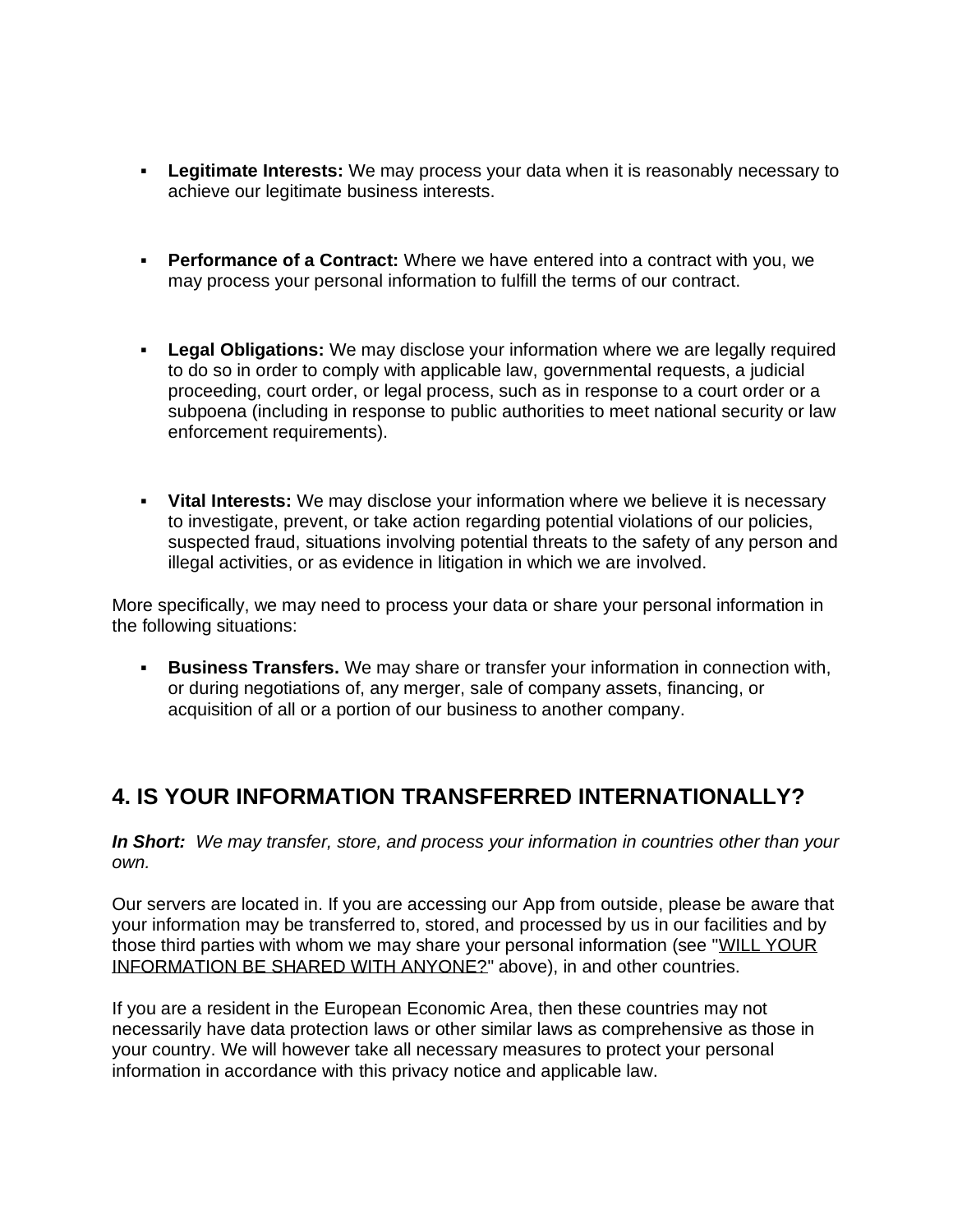- **Legitimate Interests:** We may process your data when it is reasonably necessary to achieve our legitimate business interests.

- **Performance of a Contract:** Where we have entered into a contract with you, we may process your personal information to fulfill the terms of our contract.

- **Legal Obligations:** We may disclose your information where we are legally required to do so in order to comply with applicable law, governmental requests, a judicial proceeding, court order, or legal process, such as in response to a court order or a subpoena (including in response to public authorities to meet national security or law enforcement requirements).

- **Vital Interests:** We may disclose your information where we believe it is necessary to investigate, prevent, or take action regarding potential violations of our policies, suspected fraud, situations involving potential threats to the safety of any person and illegal activities, or as evidence in litigation in which we are involved.

More specifically, we may need to process your data or share your personal information in the following situations:

- **Business Transfers.** We may share or transfer your information in connection with, or during negotiations of, any merger, sale of company assets, financing, or acquisition of all or a portion of our business to another company.

## 4. IS YOUR INFORMATION TRANSFERRED INTERNATIONALLY?

***In Short:*** *We may transfer, store, and process your information in countries other than your own.*

Our servers are located in. If you are accessing our App from outside, please be aware that your information may be transferred to, stored, and processed by us in our facilities and by those third parties with whom we may share your personal information (see "WILL YOUR INFORMATION BE SHARED WITH ANYONE?" above), in and other countries.

If you are a resident in the European Economic Area, then these countries may not necessarily have data protection laws or other similar laws as comprehensive as those in your country. We will however take all necessary measures to protect your personal information in accordance with this privacy notice and applicable law.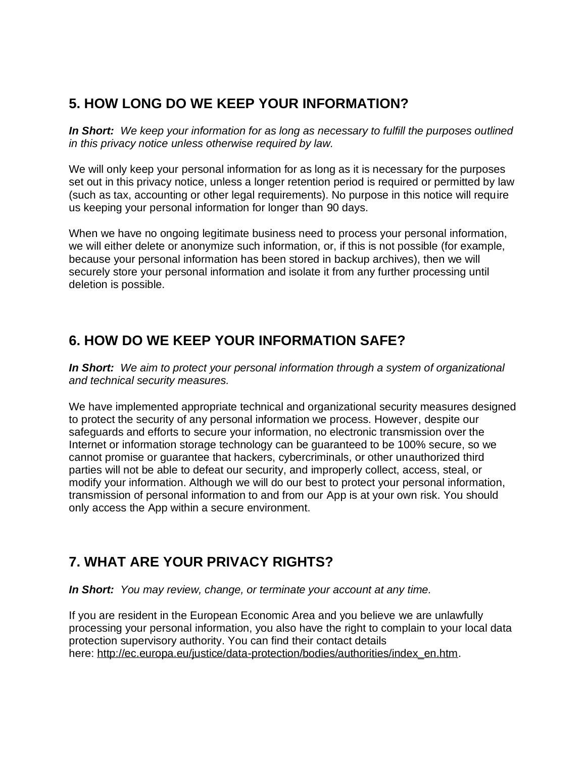## 5. HOW LONG DO WE KEEP YOUR INFORMATION?

***In Short:*** *We keep your information for as long as necessary to fulfill the purposes outlined in this privacy notice unless otherwise required by law.*

We will only keep your personal information for as long as it is necessary for the purposes set out in this privacy notice, unless a longer retention period is required or permitted by law (such as tax, accounting or other legal requirements). No purpose in this notice will require us keeping your personal information for longer than 90 days.

When we have no ongoing legitimate business need to process your personal information, we will either delete or anonymize such information, or, if this is not possible (for example, because your personal information has been stored in backup archives), then we will securely store your personal information and isolate it from any further processing until deletion is possible.

## 6. HOW DO WE KEEP YOUR INFORMATION SAFE?

***In Short:*** *We aim to protect your personal information through a system of organizational and technical security measures.*

We have implemented appropriate technical and organizational security measures designed to protect the security of any personal information we process. However, despite our safeguards and efforts to secure your information, no electronic transmission over the Internet or information storage technology can be guaranteed to be 100% secure, so we cannot promise or guarantee that hackers, cybercriminals, or other unauthorized third parties will not be able to defeat our security, and improperly collect, access, steal, or modify your information. Although we will do our best to protect your personal information, transmission of personal information to and from our App is at your own risk. You should only access the App within a secure environment.

## 7. WHAT ARE YOUR PRIVACY RIGHTS?

***In Short:*** *You may review, change, or terminate your account at any time.*

If you are resident in the European Economic Area and you believe we are unlawfully processing your personal information, you also have the right to complain to your local data protection supervisory authority. You can find their contact details here: http://ec.europa.eu/justice/data-protection/bodies/authorities/index_en.htm.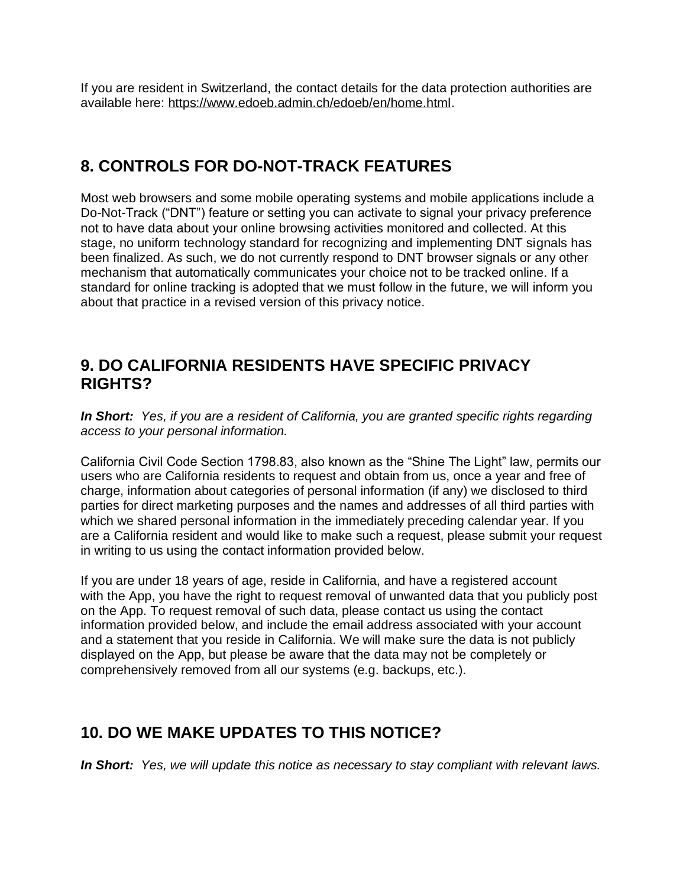If you are resident in Switzerland, the contact details for the data protection authorities are available here: [https://www.edoeb.admin.ch/edoeb/en/home.html](https://www.edoeb.admin.ch/edoeb/en/home.html).

## 8. CONTROLS FOR DO-NOT-TRACK FEATURES

Most web browsers and some mobile operating systems and mobile applications include a Do-Not-Track ("DNT") feature or setting you can activate to signal your privacy preference not to have data about your online browsing activities monitored and collected. At this stage, no uniform technology standard for recognizing and implementing DNT signals has been finalized. As such, we do not currently respond to DNT browser signals or any other mechanism that automatically communicates your choice not to be tracked online. If a standard for online tracking is adopted that we must follow in the future, we will inform you about that practice in a revised version of this privacy notice.

## 9. DO CALIFORNIA RESIDENTS HAVE SPECIFIC PRIVACY RIGHTS?

***In Short:*** *Yes, if you are a resident of California, you are granted specific rights regarding access to your personal information.*

California Civil Code Section 1798.83, also known as the "Shine The Light" law, permits our users who are California residents to request and obtain from us, once a year and free of charge, information about categories of personal information (if any) we disclosed to third parties for direct marketing purposes and the names and addresses of all third parties with which we shared personal information in the immediately preceding calendar year. If you are a California resident and would like to make such a request, please submit your request in writing to us using the contact information provided below.

If you are under 18 years of age, reside in California, and have a registered account with the App, you have the right to request removal of unwanted data that you publicly post on the App. To request removal of such data, please contact us using the contact information provided below, and include the email address associated with your account and a statement that you reside in California. We will make sure the data is not publicly displayed on the App, but please be aware that the data may not be completely or comprehensively removed from all our systems (e.g. backups, etc.).

## 10. DO WE MAKE UPDATES TO THIS NOTICE?

***In Short:*** *Yes, we will update this notice as necessary to stay compliant with relevant laws.*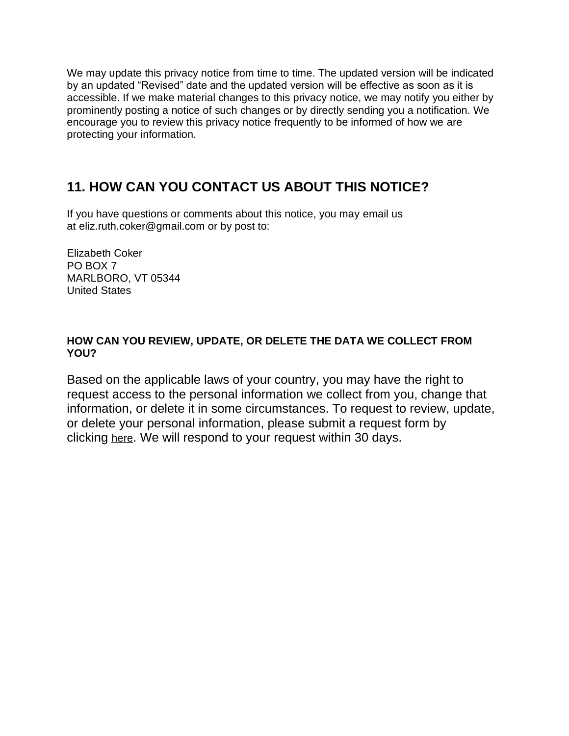We may update this privacy notice from time to time. The updated version will be indicated by an updated "Revised" date and the updated version will be effective as soon as it is accessible. If we make material changes to this privacy notice, we may notify you either by prominently posting a notice of such changes or by directly sending you a notification. We encourage you to review this privacy notice frequently to be informed of how we are protecting your information.

## 11. HOW CAN YOU CONTACT US ABOUT THIS NOTICE?

If you have questions or comments about this notice, you may email us at eliz.ruth.coker@gmail.com or by post to:

Elizabeth Coker
PO BOX 7
MARLBORO, VT 05344
United States

### HOW CAN YOU REVIEW, UPDATE, OR DELETE THE DATA WE COLLECT FROM YOU?

Based on the applicable laws of your country, you may have the right to request access to the personal information we collect from you, change that information, or delete it in some circumstances. To request to review, update, or delete your personal information, please submit a request form by clicking here. We will respond to your request within 30 days.